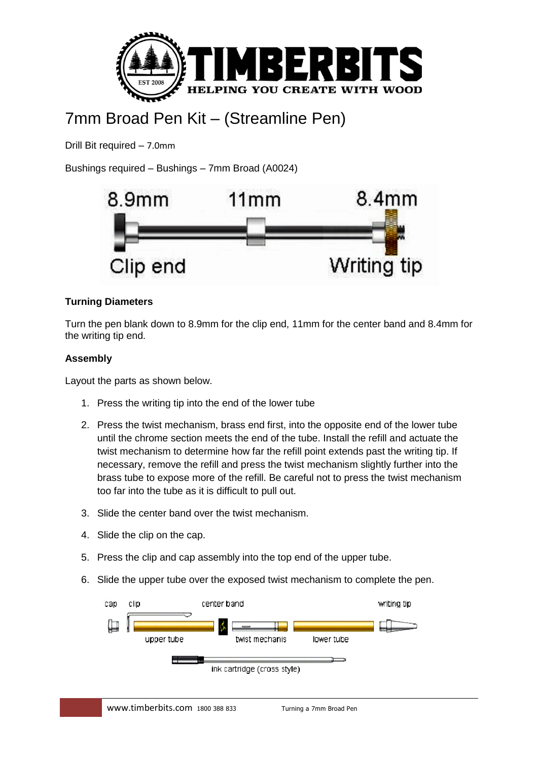# 7mm Broad Pen Kit – (Streamline Pen)

Drill Bit required – 7.0mm

Bushings required – Bushings – 7mm Broad (A0024)

8.9mm 11mm 8.4mm

Clip end Writing tip

### Turning Diameters

Turn the pen blank down to 8.9mm for the clip end, 11mm for the center band and 8.4mm for the writing tip end.

### Assembly

Layout the parts as shown below.

1. Press the writing tip into the end of the lower tube
2. Press the twist mechanism, brass end first, into the opposite end of the lower tube until the chrome section meets the end of the tube. Install the refill and actuate the twist mechanism to determine how far the refill point extends past the writing tip. If necessary, remove the refill and press the twist mechanism slightly further into the brass tube to expose more of the refill. Be careful not to press the twist mechanism too far into the tube as it is difficult to pull out.
3. Slide the center band over the twist mechanism.
4. Slide the clip on the cap.
5. Press the clip and cap assembly into the top end of the upper tube.
6. Slide the upper tube over the exposed twist mechanism to complete the pen.

cap clip center band writing tip

upper tube twist mechanis lower tube

ink cartridge (cross style)